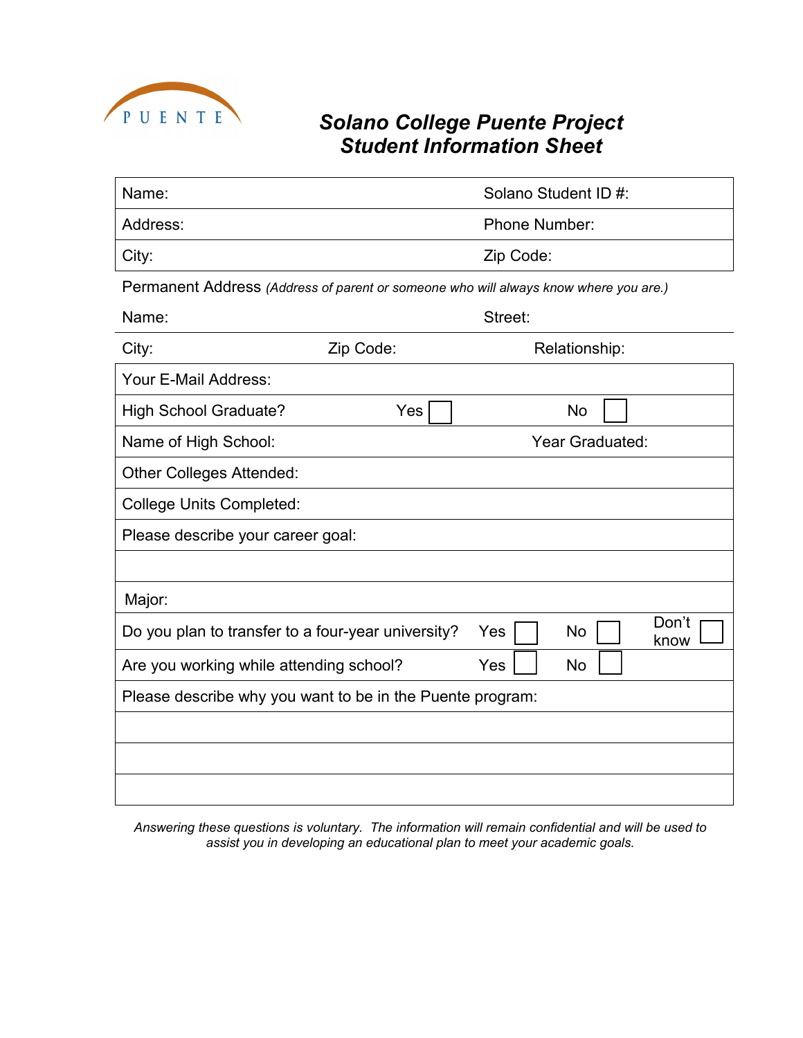PUENTE

# Solano College Puente Project
# Student Information Sheet

| Name: | Solano Student ID #: |
|---|---|
| Address: | Phone Number: |
| City: | Zip Code: |

Permanent Address *(Address of parent or someone who will always know where you are.)*

| Name: | | Street: |
|---|---|---|
| City: | Zip Code: | Relationship: |

| | | | | | | |
|---|---|---|---|---|---|---|
| Your E-Mail Address: | | | | | | |
| High School Graduate? | Yes ☐ | | No ☐ | | | |
| Name of High School: | | | Year Graduated: | | | |
| Other Colleges Attended: | | | | | | |
| College Units Completed: | | | | | | |
| Please describe your career goal: | | | | | | |
| | | | | | | |
| Major: | | | | | | |
| Do you plan to transfer to a four-year university? | Yes ☐ | | No ☐ | | Don't know ☐ | |
| Are you working while attending school? | Yes ☐ | | No ☐ | | | |
| Please describe why you want to be in the Puente program: | | | | | | |
| | | | | | | |
| | | | | | | |
| | | | | | | |

*Answering these questions is voluntary. The information will remain confidential and will be used to assist you in developing an educational plan to meet your academic goals.*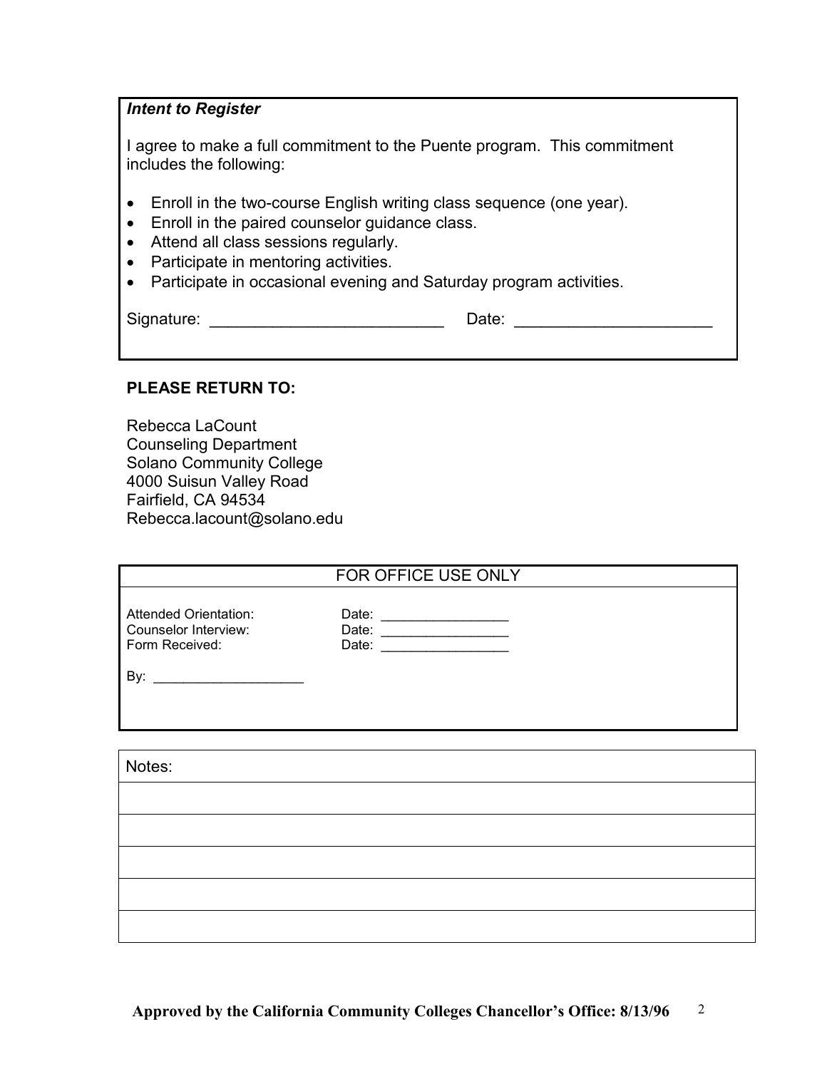***Intent to Register***

I agree to make a full commitment to the Puente program. This commitment includes the following:

- Enroll in the two-course English writing class sequence (one year).
- Enroll in the paired counselor guidance class.
- Attend all class sessions regularly.
- Participate in mentoring activities.
- Participate in occasional evening and Saturday program activities.

Signature: __________________________ Date: ______________________

**PLEASE RETURN TO:**

Rebecca LaCount
Counseling Department
Solano Community College
4000 Suisun Valley Road
Fairfield, CA 94534
Rebecca.lacount@solano.edu

FOR OFFICE USE ONLY

Attended Orientation: Date: ________________
Counselor Interview: Date: ________________
Form Received: Date: ________________

By: ____________________

| Notes: |
| --- |
| |
| |
| |
| |
| |

**Approved by the California Community Colleges Chancellor's Office: 8/13/96**